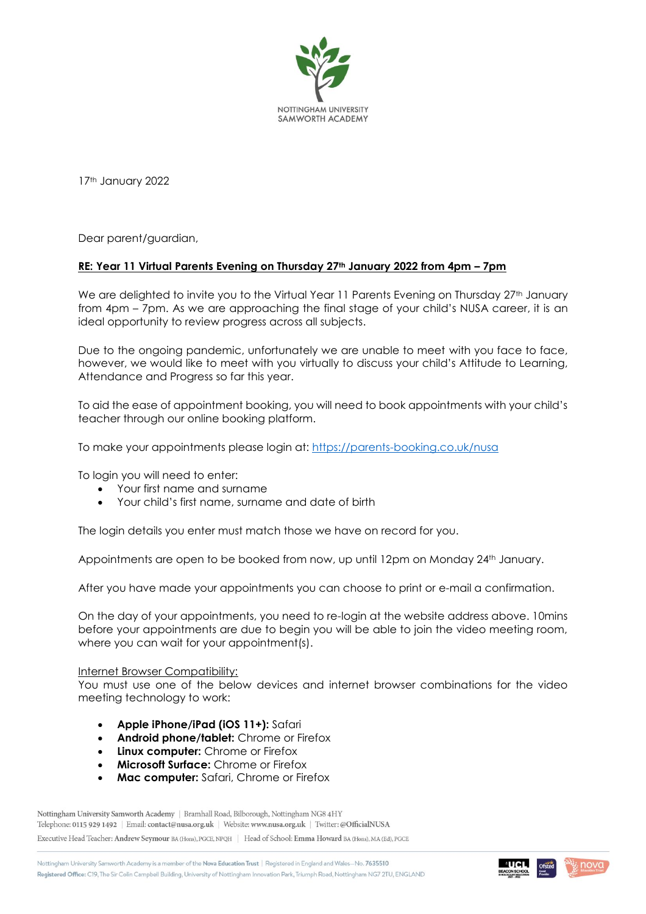NOTTINGHAM UNIVERSITY
SAMWORTH ACADEMY

17th January 2022

Dear parent/guardian,

**RE: Year 11 Virtual Parents Evening on Thursday 27th January 2022 from 4pm – 7pm**

We are delighted to invite you to the Virtual Year 11 Parents Evening on Thursday 27th January from 4pm – 7pm. As we are approaching the final stage of your child's NUSA career, it is an ideal opportunity to review progress across all subjects.

Due to the ongoing pandemic, unfortunately we are unable to meet with you face to face, however, we would like to meet with you virtually to discuss your child's Attitude to Learning, Attendance and Progress so far this year.

To aid the ease of appointment booking, you will need to book appointments with your child's teacher through our online booking platform.

To make your appointments please login at: https://parents-booking.co.uk/nusa

To login you will need to enter:

- Your first name and surname
- Your child's first name, surname and date of birth

The login details you enter must match those we have on record for you.

Appointments are open to be booked from now, up until 12pm on Monday 24th January.

After you have made your appointments you can choose to print or e-mail a confirmation.

On the day of your appointments, you need to re-login at the website address above. 10mins before your appointments are due to begin you will be able to join the video meeting room, where you can wait for your appointment(s).

Internet Browser Compatibility:

You must use one of the below devices and internet browser combinations for the video meeting technology to work:

- **Apple iPhone/iPad (iOS 11+):** Safari
- **Android phone/tablet:** Chrome or Firefox
- **Linux computer:** Chrome or Firefox
- **Microsoft Surface:** Chrome or Firefox
- **Mac computer:** Safari, Chrome or Firefox

Nottingham University Samworth Academy | Bramhall Road, Bilborough, Nottingham NG8 4HY
Telephone: 0115 929 1492 | Email: contact@nusa.org.uk | Website: www.nusa.org.uk | Twitter: @OfficialNUSA
Executive Head Teacher: Andrew Seymour BA (Hons), PGCE, NPQH | Head of School: Emma Howard BA (Hons), MA (Ed), PGCE

Nottingham University Samworth Academy is a member of the Nova Education Trust | Registered in England and Wales – No. 7635510
Registered Office: C19, The Sir Colin Campbell Building, University of Nottingham Innovation Park, Triumph Road, Nottingham NG7 2TU, ENGLAND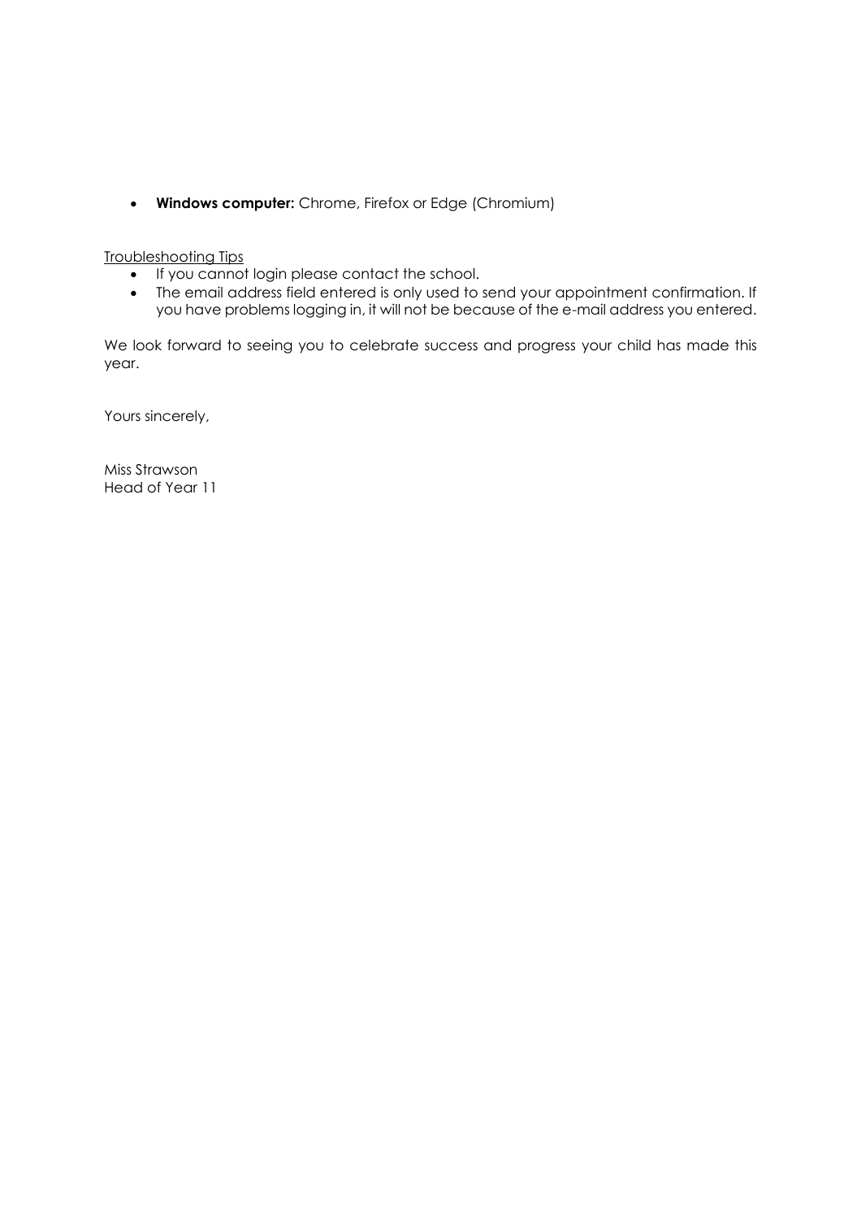- **Windows computer:** Chrome, Firefox or Edge (Chromium)

<u>Troubleshooting Tips</u>

- If you cannot login please contact the school.
- The email address field entered is only used to send your appointment confirmation. If you have problems logging in, it will not be because of the e-mail address you entered.

We look forward to seeing you to celebrate success and progress your child has made this year.

Yours sincerely,

Miss Strawson
Head of Year 11